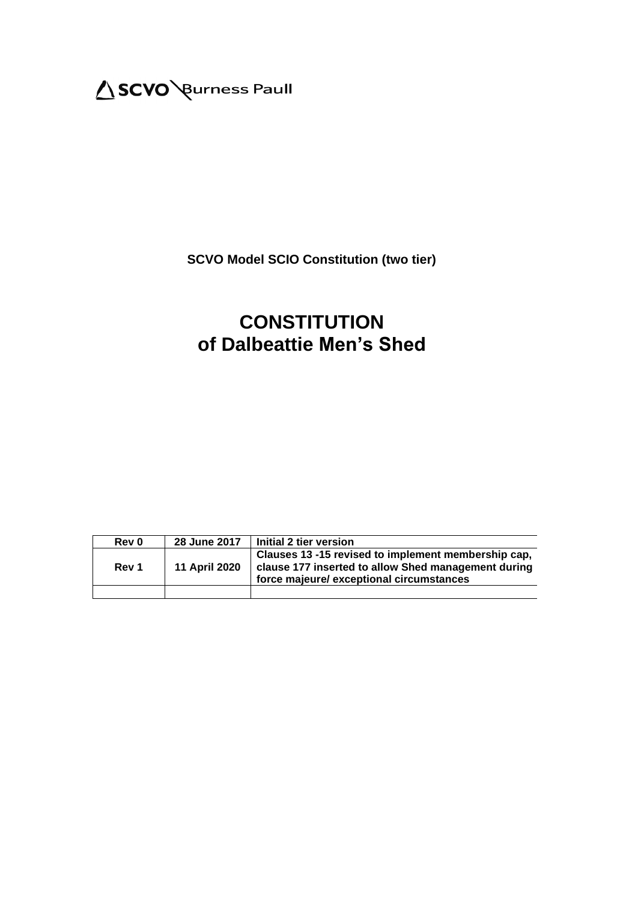SCVO Burness Paull

**SCVO Model SCIO Constitution (two tier)**

# CONSTITUTION
# of Dalbeattie Men's Shed

| Rev 0 | 28 June 2017 | Initial 2 tier version |
|---|---|---|
| Rev 1 | 11 April 2020 | Clauses 13 -15 revised to implement membership cap, clause 177 inserted to allow Shed management during force majeure/ exceptional circumstances |
| | | |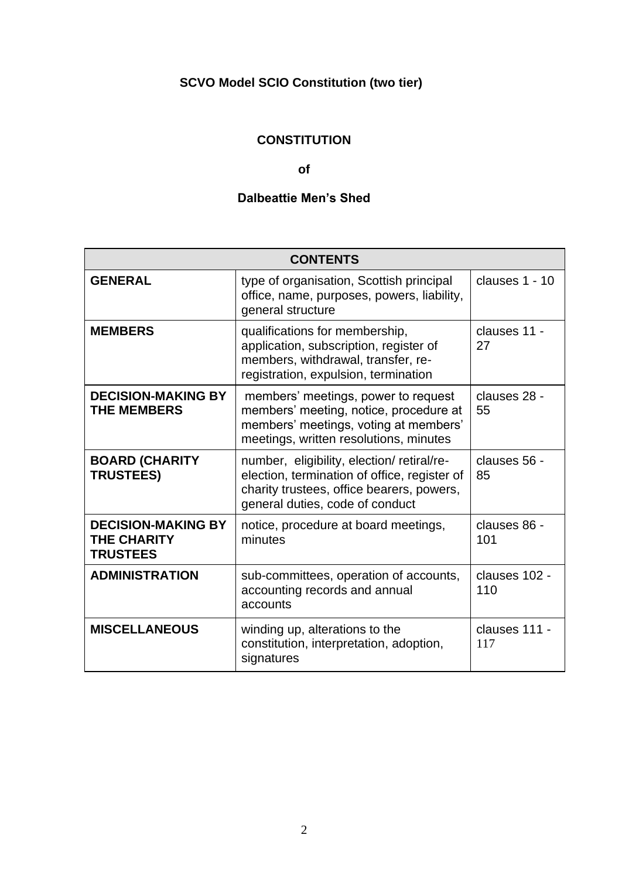**SCVO Model SCIO Constitution (two tier)**

**CONSTITUTION**

**of**

**Dalbeattie Men's Shed**

| CONTENTS | | |
|---|---|---|
| **GENERAL** | type of organisation, Scottish principal office, name, purposes, powers, liability, general structure | clauses 1 - 10 |
| **MEMBERS** | qualifications for membership, application, subscription, register of members, withdrawal, transfer, re-registration, expulsion, termination | clauses 11 - 27 |
| **DECISION-MAKING BY THE MEMBERS** | members' meetings, power to request members' meeting, notice, procedure at members' meetings, voting at members' meetings, written resolutions, minutes | clauses 28 - 55 |
| **BOARD (CHARITY TRUSTEES)** | number, eligibility, election/ retiral/re-election, termination of office, register of charity trustees, office bearers, powers, general duties, code of conduct | clauses 56 - 85 |
| **DECISION-MAKING BY THE CHARITY TRUSTEES** | notice, procedure at board meetings, minutes | clauses 86 - 101 |
| **ADMINISTRATION** | sub-committees, operation of accounts, accounting records and annual accounts | clauses 102 - 110 |
| **MISCELLANEOUS** | winding up, alterations to the constitution, interpretation, adoption, signatures | clauses 111 - 117 |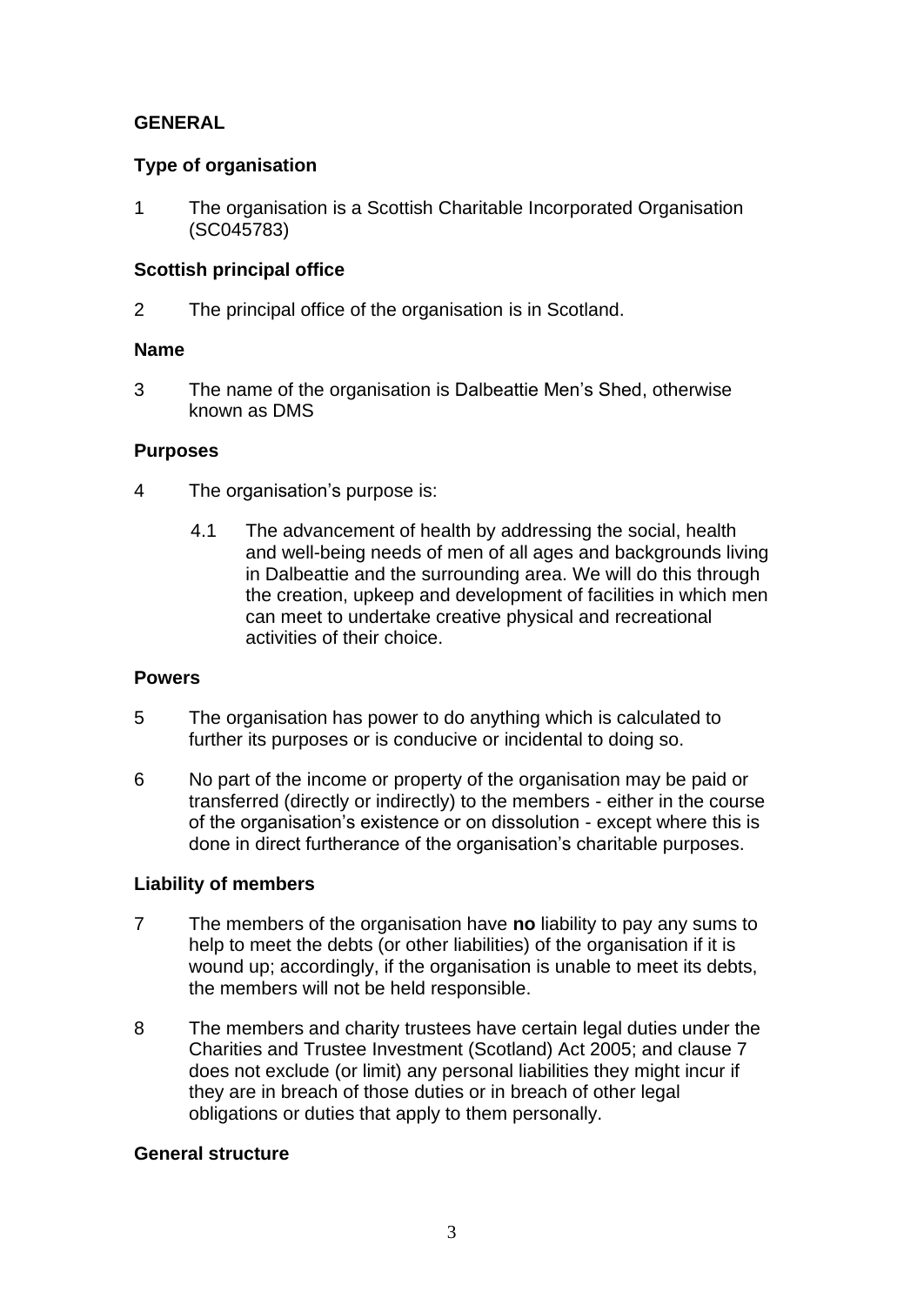## GENERAL

### Type of organisation

1 The organisation is a Scottish Charitable Incorporated Organisation (SC045783)

### Scottish principal office

2 The principal office of the organisation is in Scotland.

### Name

3 The name of the organisation is Dalbeattie Men's Shed, otherwise known as DMS

### Purposes

4 The organisation's purpose is:

4.1 The advancement of health by addressing the social, health and well-being needs of men of all ages and backgrounds living in Dalbeattie and the surrounding area. We will do this through the creation, upkeep and development of facilities in which men can meet to undertake creative physical and recreational activities of their choice.

### Powers

5 The organisation has power to do anything which is calculated to further its purposes or is conducive or incidental to doing so.

6 No part of the income or property of the organisation may be paid or transferred (directly or indirectly) to the members - either in the course of the organisation's existence or on dissolution - except where this is done in direct furtherance of the organisation's charitable purposes.

### Liability of members

7 The members of the organisation have **no** liability to pay any sums to help to meet the debts (or other liabilities) of the organisation if it is wound up; accordingly, if the organisation is unable to meet its debts, the members will not be held responsible.

8 The members and charity trustees have certain legal duties under the Charities and Trustee Investment (Scotland) Act 2005; and clause 7 does not exclude (or limit) any personal liabilities they might incur if they are in breach of those duties or in breach of other legal obligations or duties that apply to them personally.

### General structure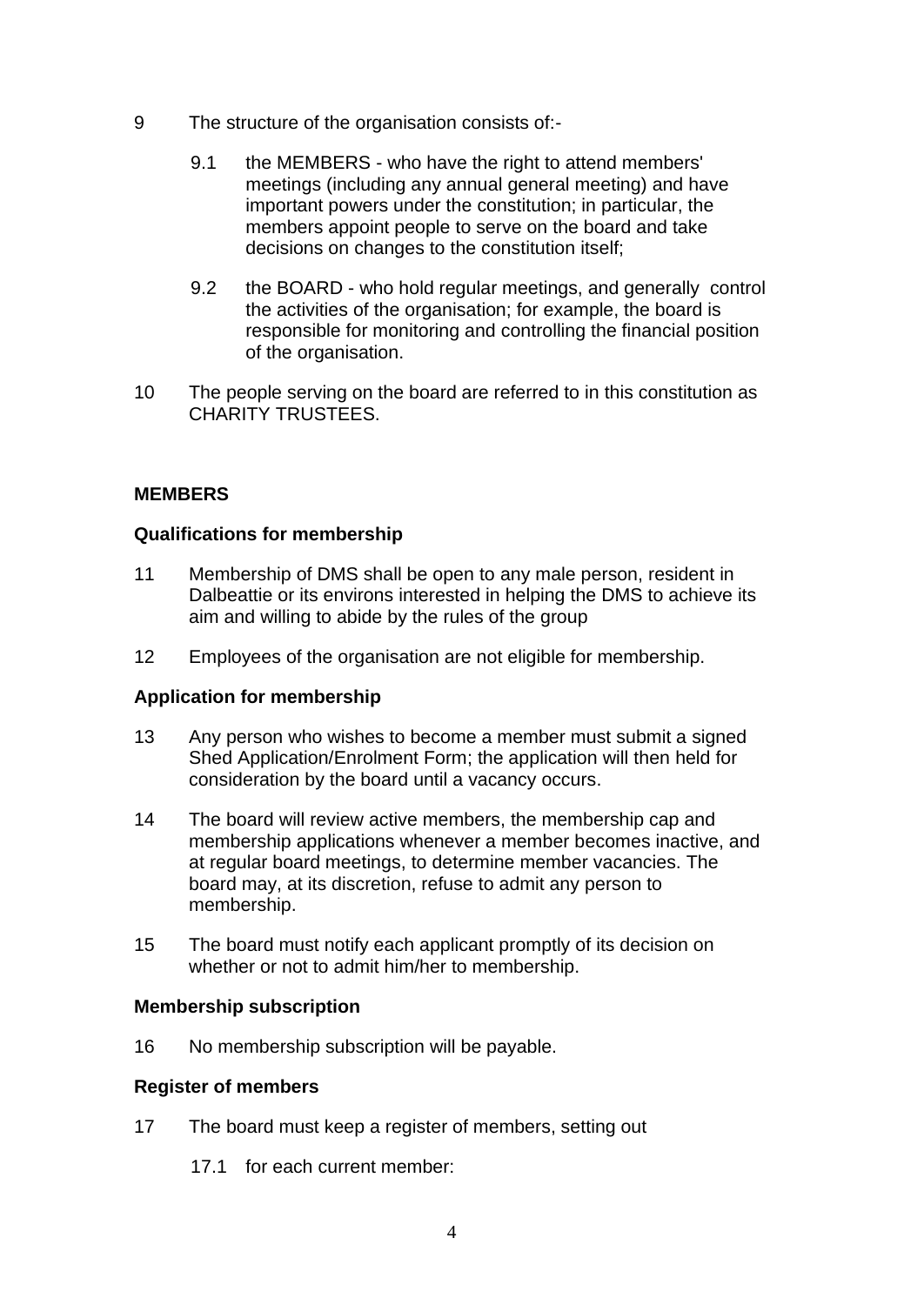9 The structure of the organisation consists of:-

   9.1 the MEMBERS - who have the right to attend members' meetings (including any annual general meeting) and have important powers under the constitution; in particular, the members appoint people to serve on the board and take decisions on changes to the constitution itself;

   9.2 the BOARD - who hold regular meetings, and generally control the activities of the organisation; for example, the board is responsible for monitoring and controlling the financial position of the organisation.

10 The people serving on the board are referred to in this constitution as CHARITY TRUSTEES.

**MEMBERS**

**Qualifications for membership**

11 Membership of DMS shall be open to any male person, resident in Dalbeattie or its environs interested in helping the DMS to achieve its aim and willing to abide by the rules of the group

12 Employees of the organisation are not eligible for membership.

**Application for membership**

13 Any person who wishes to become a member must submit a signed Shed Application/Enrolment Form; the application will then held for consideration by the board until a vacancy occurs.

14 The board will review active members, the membership cap and membership applications whenever a member becomes inactive, and at regular board meetings, to determine member vacancies. The board may, at its discretion, refuse to admit any person to membership.

15 The board must notify each applicant promptly of its decision on whether or not to admit him/her to membership.

**Membership subscription**

16 No membership subscription will be payable.

**Register of members**

17 The board must keep a register of members, setting out

   17.1 for each current member: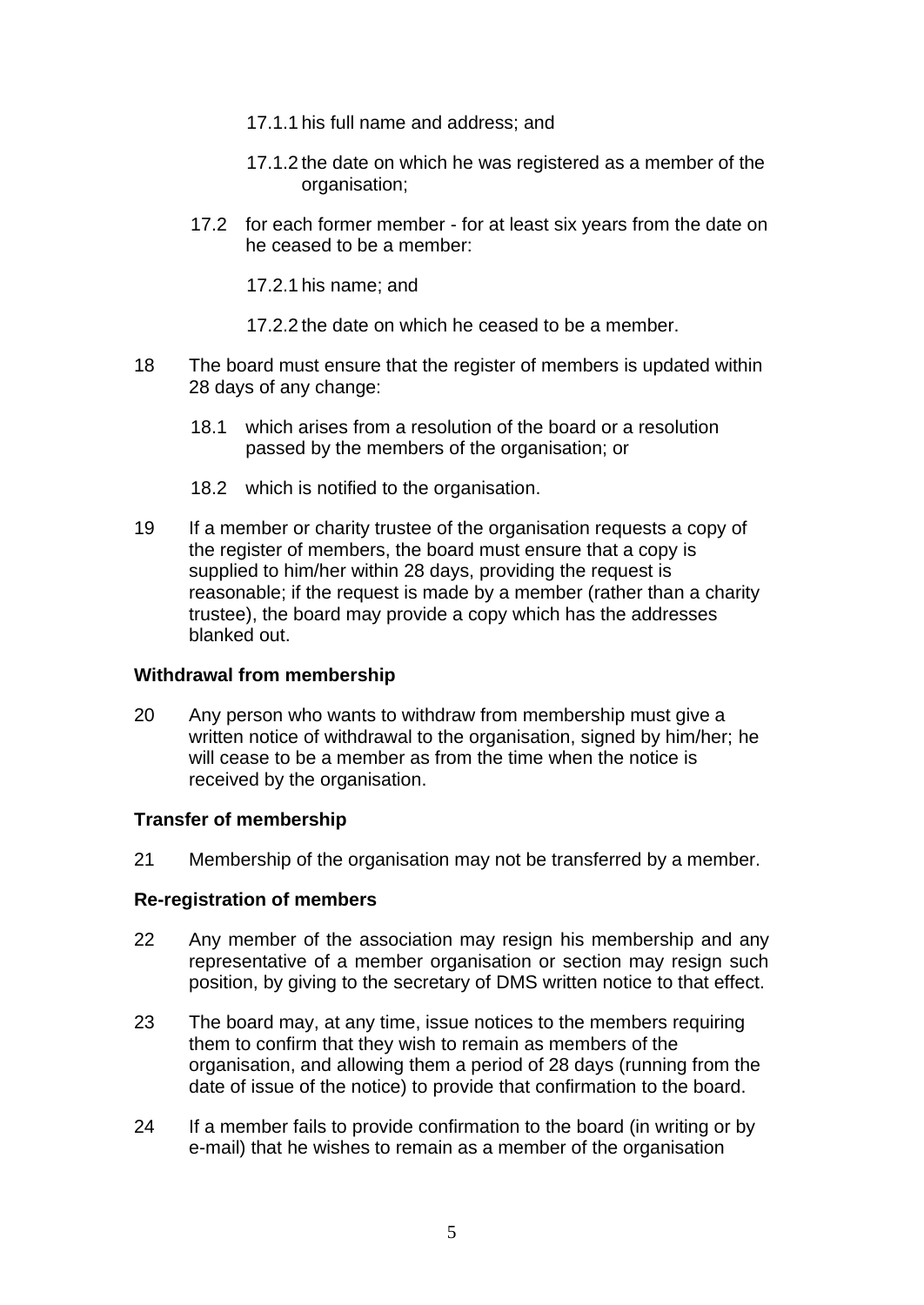17.1.1 his full name and address; and

17.1.2 the date on which he was registered as a member of the organisation;

17.2 for each former member - for at least six years from the date on he ceased to be a member:

17.2.1 his name; and

17.2.2 the date on which he ceased to be a member.

18 The board must ensure that the register of members is updated within 28 days of any change:

18.1 which arises from a resolution of the board or a resolution passed by the members of the organisation; or

18.2 which is notified to the organisation.

19 If a member or charity trustee of the organisation requests a copy of the register of members, the board must ensure that a copy is supplied to him/her within 28 days, providing the request is reasonable; if the request is made by a member (rather than a charity trustee), the board may provide a copy which has the addresses blanked out.

**Withdrawal from membership**

20 Any person who wants to withdraw from membership must give a written notice of withdrawal to the organisation, signed by him/her; he will cease to be a member as from the time when the notice is received by the organisation.

**Transfer of membership**

21 Membership of the organisation may not be transferred by a member.

**Re-registration of members**

22 Any member of the association may resign his membership and any representative of a member organisation or section may resign such position, by giving to the secretary of DMS written notice to that effect.

23 The board may, at any time, issue notices to the members requiring them to confirm that they wish to remain as members of the organisation, and allowing them a period of 28 days (running from the date of issue of the notice) to provide that confirmation to the board.

24 If a member fails to provide confirmation to the board (in writing or by e-mail) that he wishes to remain as a member of the organisation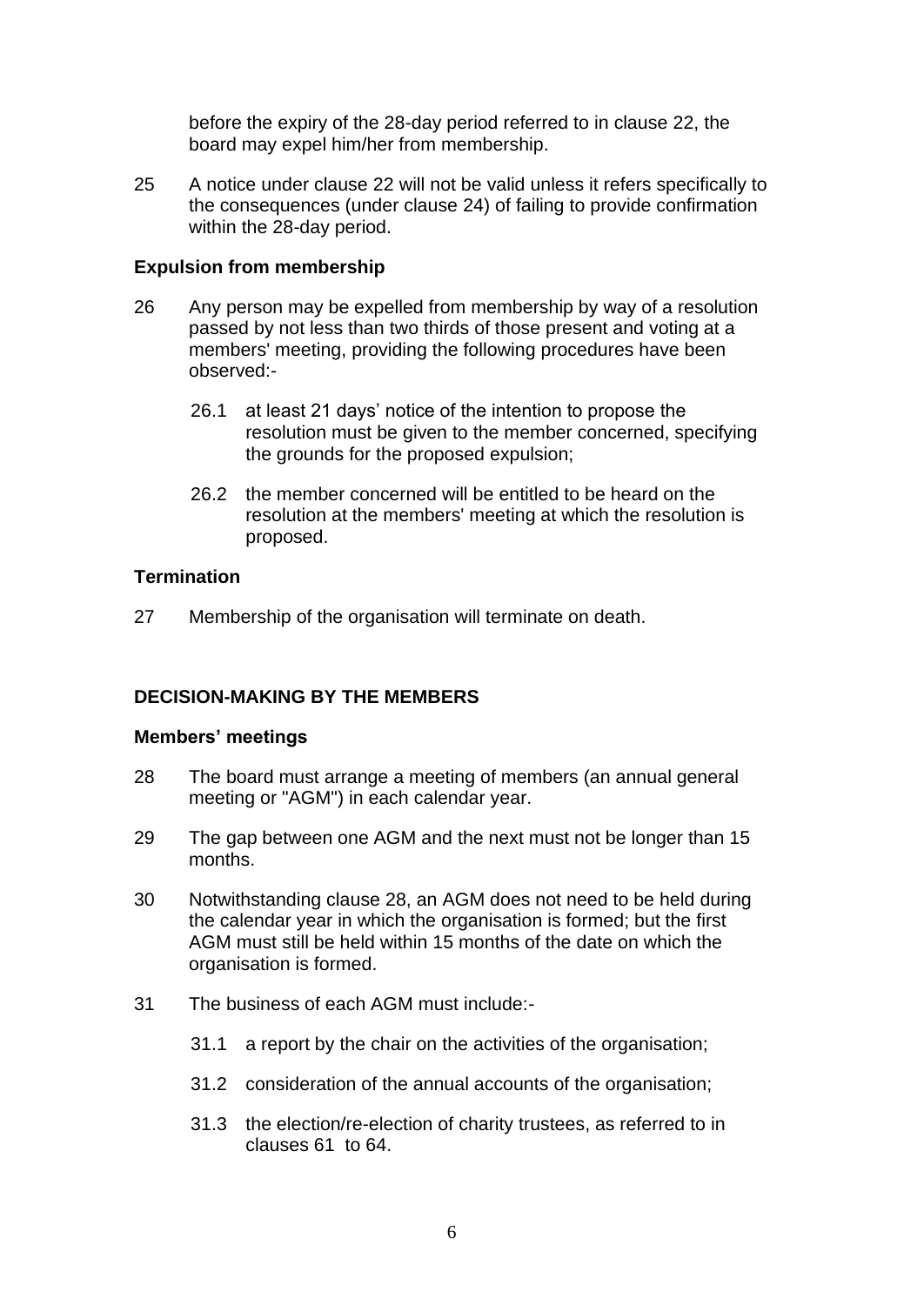before the expiry of the 28-day period referred to in clause 22, the board may expel him/her from membership.

25 A notice under clause 22 will not be valid unless it refers specifically to the consequences (under clause 24) of failing to provide confirmation within the 28-day period.

### Expulsion from membership

26 Any person may be expelled from membership by way of a resolution passed by not less than two thirds of those present and voting at a members' meeting, providing the following procedures have been observed:-

26.1 at least 21 days' notice of the intention to propose the resolution must be given to the member concerned, specifying the grounds for the proposed expulsion;

26.2 the member concerned will be entitled to be heard on the resolution at the members' meeting at which the resolution is proposed.

### Termination

27 Membership of the organisation will terminate on death.

## DECISION-MAKING BY THE MEMBERS

### Members' meetings

28 The board must arrange a meeting of members (an annual general meeting or "AGM") in each calendar year.

29 The gap between one AGM and the next must not be longer than 15 months.

30 Notwithstanding clause 28, an AGM does not need to be held during the calendar year in which the organisation is formed; but the first AGM must still be held within 15 months of the date on which the organisation is formed.

31 The business of each AGM must include:-

31.1 a report by the chair on the activities of the organisation;

31.2 consideration of the annual accounts of the organisation;

31.3 the election/re-election of charity trustees, as referred to in clauses 61 to 64.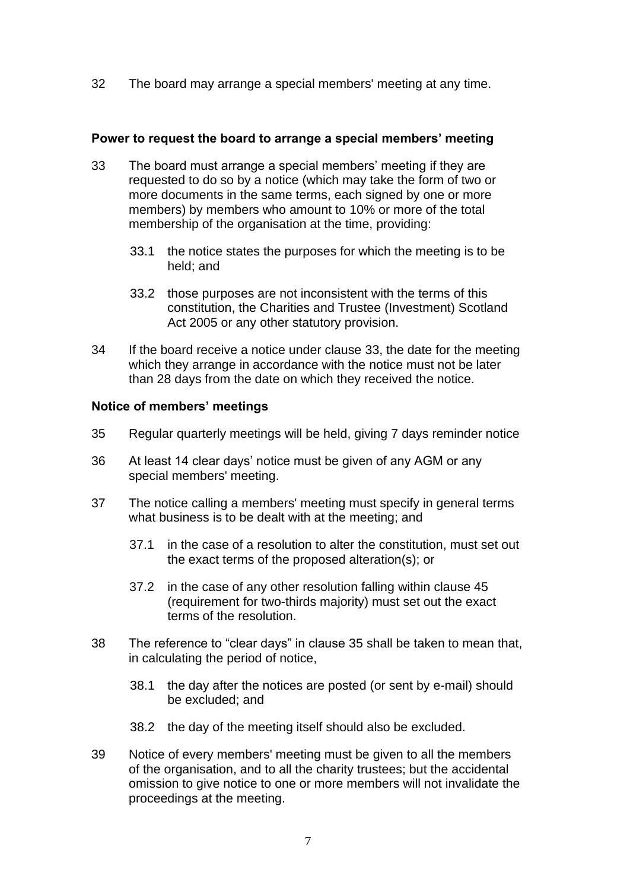32 The board may arrange a special members' meeting at any time.

**Power to request the board to arrange a special members' meeting**

33 The board must arrange a special members' meeting if they are requested to do so by a notice (which may take the form of two or more documents in the same terms, each signed by one or more members) by members who amount to 10% or more of the total membership of the organisation at the time, providing:

33.1 the notice states the purposes for which the meeting is to be held; and

33.2 those purposes are not inconsistent with the terms of this constitution, the Charities and Trustee (Investment) Scotland Act 2005 or any other statutory provision.

34 If the board receive a notice under clause 33, the date for the meeting which they arrange in accordance with the notice must not be later than 28 days from the date on which they received the notice.

**Notice of members' meetings**

35 Regular quarterly meetings will be held, giving 7 days reminder notice

36 At least 14 clear days' notice must be given of any AGM or any special members' meeting.

37 The notice calling a members' meeting must specify in general terms what business is to be dealt with at the meeting; and

37.1 in the case of a resolution to alter the constitution, must set out the exact terms of the proposed alteration(s); or

37.2 in the case of any other resolution falling within clause 45 (requirement for two-thirds majority) must set out the exact terms of the resolution.

38 The reference to "clear days" in clause 35 shall be taken to mean that, in calculating the period of notice,

38.1 the day after the notices are posted (or sent by e-mail) should be excluded; and

38.2 the day of the meeting itself should also be excluded.

39 Notice of every members' meeting must be given to all the members of the organisation, and to all the charity trustees; but the accidental omission to give notice to one or more members will not invalidate the proceedings at the meeting.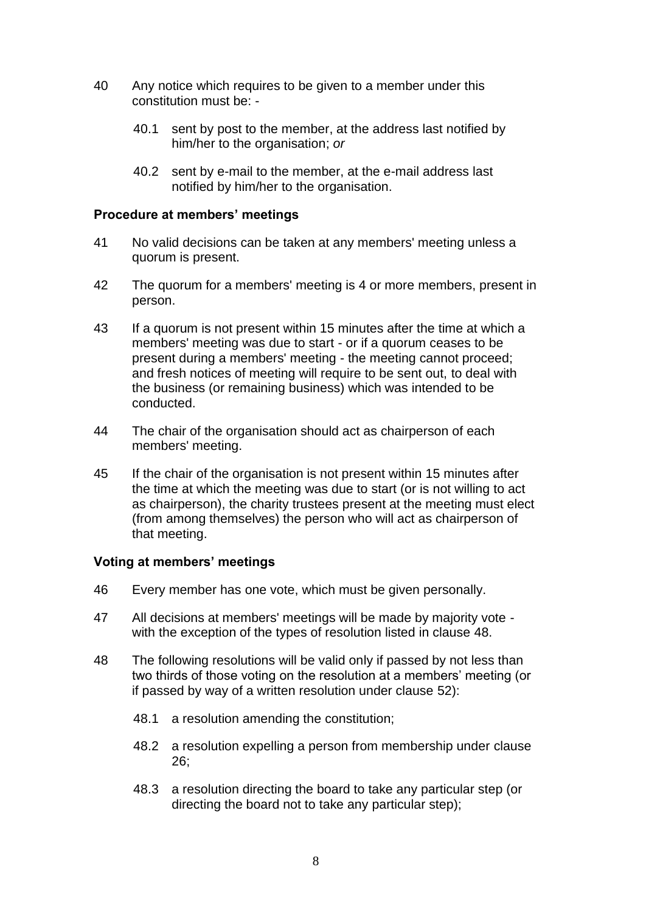40 Any notice which requires to be given to a member under this constitution must be: -

 40.1 sent by post to the member, at the address last notified by him/her to the organisation; *or*

 40.2 sent by e-mail to the member, at the e-mail address last notified by him/her to the organisation.

**Procedure at members' meetings**

41 No valid decisions can be taken at any members' meeting unless a quorum is present.

42 The quorum for a members' meeting is 4 or more members, present in person.

43 If a quorum is not present within 15 minutes after the time at which a members' meeting was due to start - or if a quorum ceases to be present during a members' meeting - the meeting cannot proceed; and fresh notices of meeting will require to be sent out, to deal with the business (or remaining business) which was intended to be conducted.

44 The chair of the organisation should act as chairperson of each members' meeting.

45 If the chair of the organisation is not present within 15 minutes after the time at which the meeting was due to start (or is not willing to act as chairperson), the charity trustees present at the meeting must elect (from among themselves) the person who will act as chairperson of that meeting.

**Voting at members' meetings**

46 Every member has one vote, which must be given personally.

47 All decisions at members' meetings will be made by majority vote - with the exception of the types of resolution listed in clause 48.

48 The following resolutions will be valid only if passed by not less than two thirds of those voting on the resolution at a members' meeting (or if passed by way of a written resolution under clause 52):

 48.1 a resolution amending the constitution;

 48.2 a resolution expelling a person from membership under clause 26;

 48.3 a resolution directing the board to take any particular step (or directing the board not to take any particular step);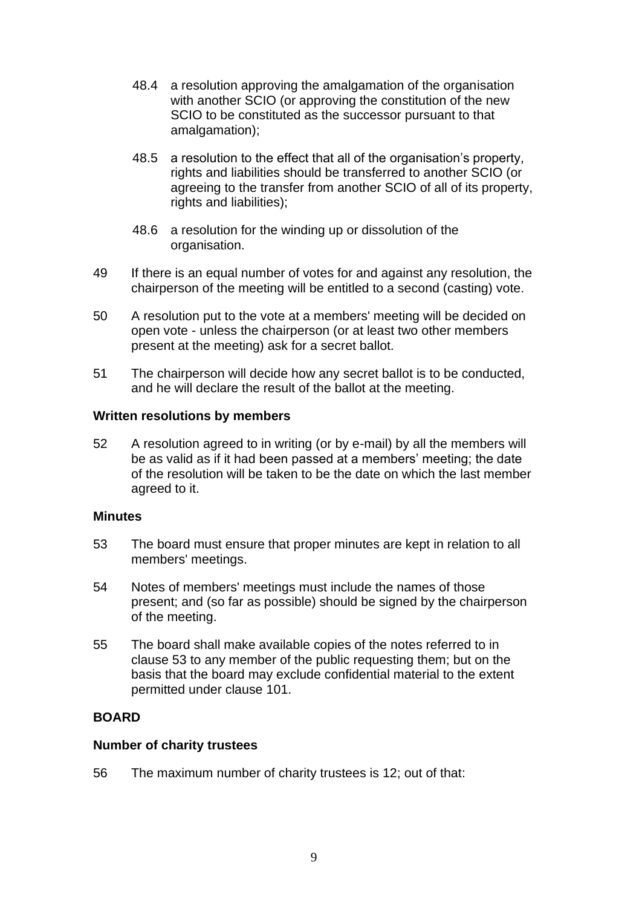48.4 a resolution approving the amalgamation of the organisation with another SCIO (or approving the constitution of the new SCIO to be constituted as the successor pursuant to that amalgamation);

48.5 a resolution to the effect that all of the organisation's property, rights and liabilities should be transferred to another SCIO (or agreeing to the transfer from another SCIO of all of its property, rights and liabilities);

48.6 a resolution for the winding up or dissolution of the organisation.

49 If there is an equal number of votes for and against any resolution, the chairperson of the meeting will be entitled to a second (casting) vote.

50 A resolution put to the vote at a members' meeting will be decided on open vote - unless the chairperson (or at least two other members present at the meeting) ask for a secret ballot.

51 The chairperson will decide how any secret ballot is to be conducted, and he will declare the result of the ballot at the meeting.

**Written resolutions by members**

52 A resolution agreed to in writing (or by e-mail) by all the members will be as valid as if it had been passed at a members' meeting; the date of the resolution will be taken to be the date on which the last member agreed to it.

**Minutes**

53 The board must ensure that proper minutes are kept in relation to all members' meetings.

54 Notes of members' meetings must include the names of those present; and (so far as possible) should be signed by the chairperson of the meeting.

55 The board shall make available copies of the notes referred to in clause 53 to any member of the public requesting them; but on the basis that the board may exclude confidential material to the extent permitted under clause 101.

**BOARD**

**Number of charity trustees**

56 The maximum number of charity trustees is 12; out of that: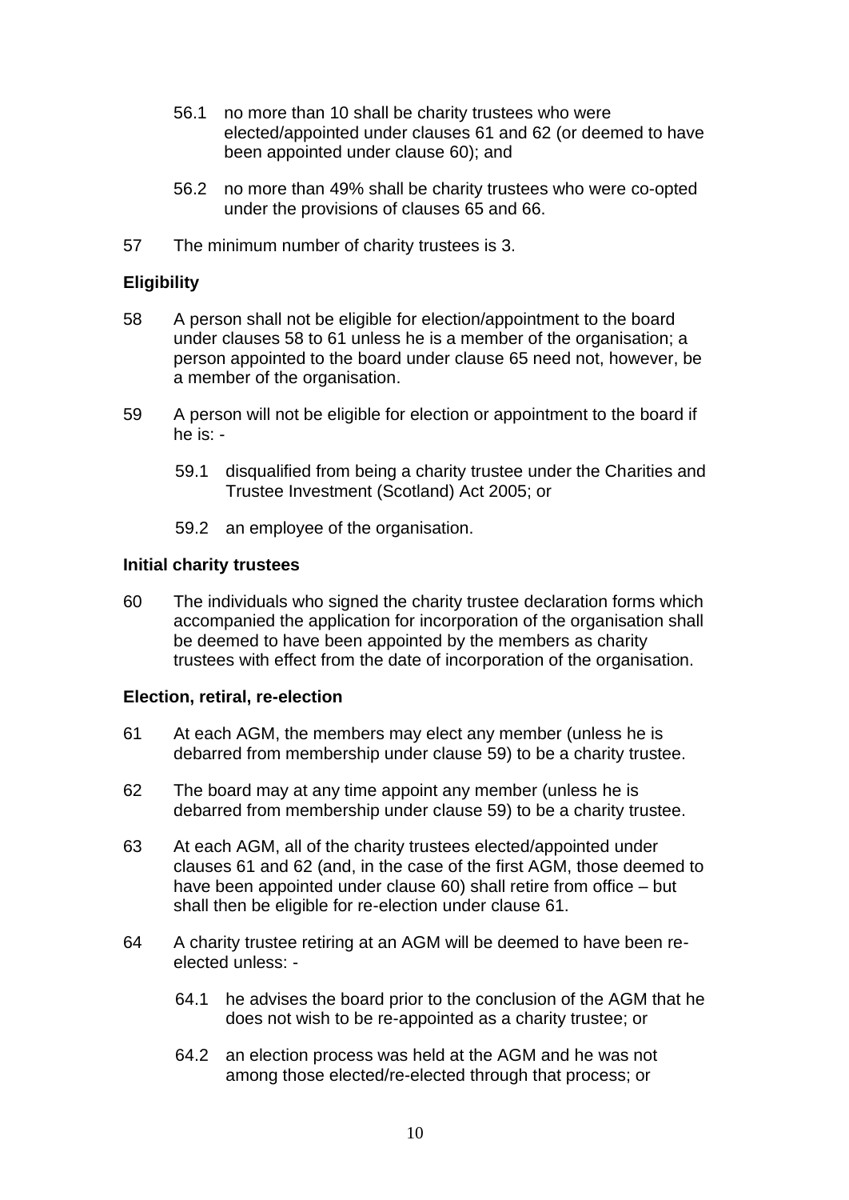56.1 no more than 10 shall be charity trustees who were elected/appointed under clauses 61 and 62 (or deemed to have been appointed under clause 60); and

56.2 no more than 49% shall be charity trustees who were co-opted under the provisions of clauses 65 and 66.

57 The minimum number of charity trustees is 3.

**Eligibility**

58 A person shall not be eligible for election/appointment to the board under clauses 58 to 61 unless he is a member of the organisation; a person appointed to the board under clause 65 need not, however, be a member of the organisation.

59 A person will not be eligible for election or appointment to the board if he is: -

59.1 disqualified from being a charity trustee under the Charities and Trustee Investment (Scotland) Act 2005; or

59.2 an employee of the organisation.

**Initial charity trustees**

60 The individuals who signed the charity trustee declaration forms which accompanied the application for incorporation of the organisation shall be deemed to have been appointed by the members as charity trustees with effect from the date of incorporation of the organisation.

**Election, retiral, re-election**

61 At each AGM, the members may elect any member (unless he is debarred from membership under clause 59) to be a charity trustee.

62 The board may at any time appoint any member (unless he is debarred from membership under clause 59) to be a charity trustee.

63 At each AGM, all of the charity trustees elected/appointed under clauses 61 and 62 (and, in the case of the first AGM, those deemed to have been appointed under clause 60) shall retire from office – but shall then be eligible for re-election under clause 61.

64 A charity trustee retiring at an AGM will be deemed to have been re-elected unless: -

64.1 he advises the board prior to the conclusion of the AGM that he does not wish to be re-appointed as a charity trustee; or

64.2 an election process was held at the AGM and he was not among those elected/re-elected through that process; or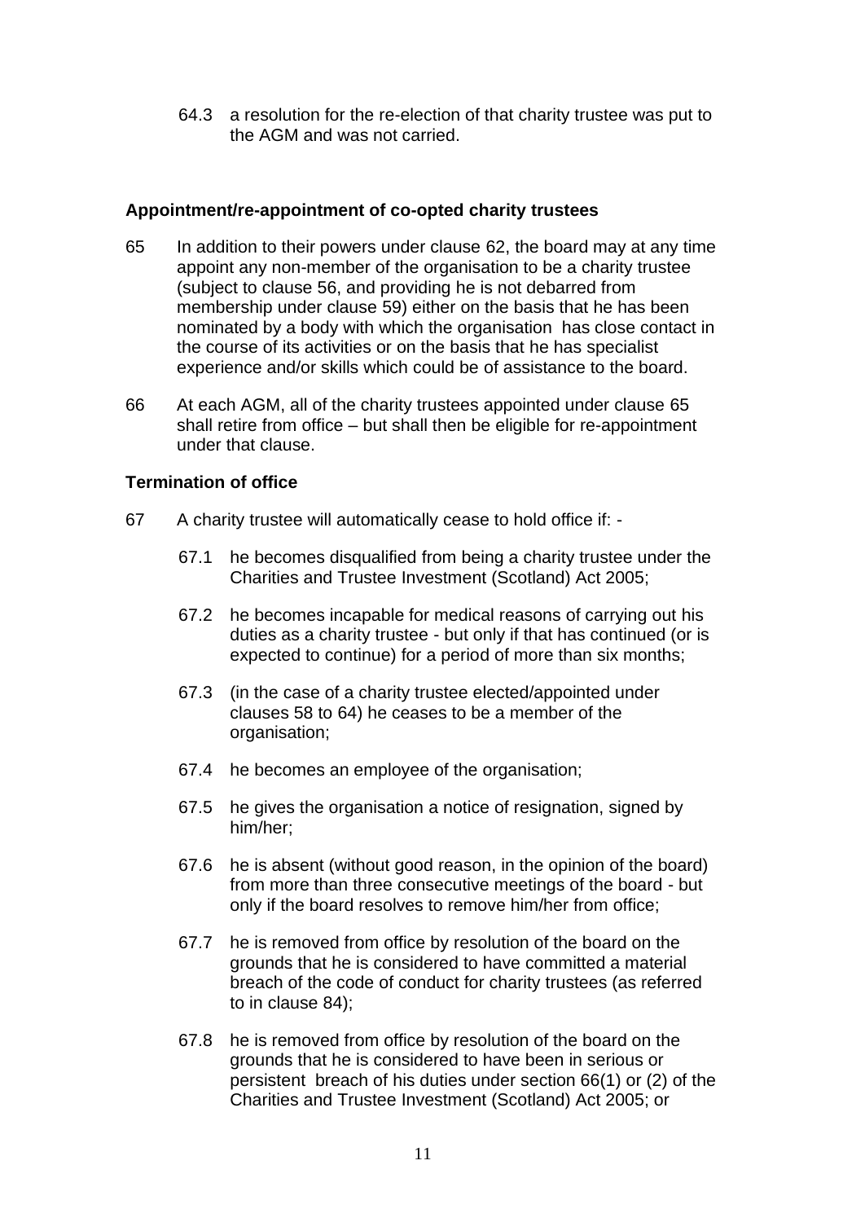64.3 a resolution for the re-election of that charity trustee was put to the AGM and was not carried.

**Appointment/re-appointment of co-opted charity trustees**

65 In addition to their powers under clause 62, the board may at any time appoint any non-member of the organisation to be a charity trustee (subject to clause 56, and providing he is not debarred from membership under clause 59) either on the basis that he has been nominated by a body with which the organisation has close contact in the course of its activities or on the basis that he has specialist experience and/or skills which could be of assistance to the board.

66 At each AGM, all of the charity trustees appointed under clause 65 shall retire from office – but shall then be eligible for re-appointment under that clause.

**Termination of office**

67 A charity trustee will automatically cease to hold office if: -

67.1 he becomes disqualified from being a charity trustee under the Charities and Trustee Investment (Scotland) Act 2005;

67.2 he becomes incapable for medical reasons of carrying out his duties as a charity trustee - but only if that has continued (or is expected to continue) for a period of more than six months;

67.3 (in the case of a charity trustee elected/appointed under clauses 58 to 64) he ceases to be a member of the organisation;

67.4 he becomes an employee of the organisation;

67.5 he gives the organisation a notice of resignation, signed by him/her;

67.6 he is absent (without good reason, in the opinion of the board) from more than three consecutive meetings of the board - but only if the board resolves to remove him/her from office;

67.7 he is removed from office by resolution of the board on the grounds that he is considered to have committed a material breach of the code of conduct for charity trustees (as referred to in clause 84);

67.8 he is removed from office by resolution of the board on the grounds that he is considered to have been in serious or persistent breach of his duties under section 66(1) or (2) of the Charities and Trustee Investment (Scotland) Act 2005; or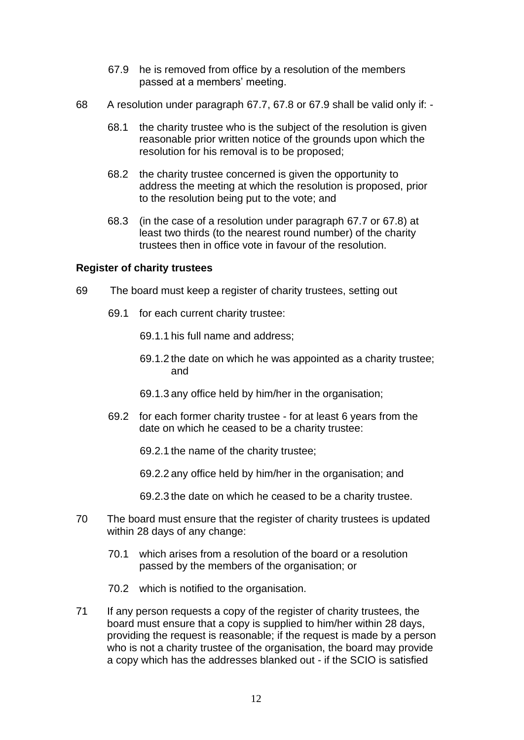67.9 he is removed from office by a resolution of the members passed at a members' meeting.

68 A resolution under paragraph 67.7, 67.8 or 67.9 shall be valid only if: -

68.1 the charity trustee who is the subject of the resolution is given reasonable prior written notice of the grounds upon which the resolution for his removal is to be proposed;

68.2 the charity trustee concerned is given the opportunity to address the meeting at which the resolution is proposed, prior to the resolution being put to the vote; and

68.3 (in the case of a resolution under paragraph 67.7 or 67.8) at least two thirds (to the nearest round number) of the charity trustees then in office vote in favour of the resolution.

**Register of charity trustees**

69 The board must keep a register of charity trustees, setting out

69.1 for each current charity trustee:

69.1.1 his full name and address;

69.1.2 the date on which he was appointed as a charity trustee; and

69.1.3 any office held by him/her in the organisation;

69.2 for each former charity trustee - for at least 6 years from the date on which he ceased to be a charity trustee:

69.2.1 the name of the charity trustee;

69.2.2 any office held by him/her in the organisation; and

69.2.3 the date on which he ceased to be a charity trustee.

70 The board must ensure that the register of charity trustees is updated within 28 days of any change:

70.1 which arises from a resolution of the board or a resolution passed by the members of the organisation; or

70.2 which is notified to the organisation.

71 If any person requests a copy of the register of charity trustees, the board must ensure that a copy is supplied to him/her within 28 days, providing the request is reasonable; if the request is made by a person who is not a charity trustee of the organisation, the board may provide a copy which has the addresses blanked out - if the SCIO is satisfied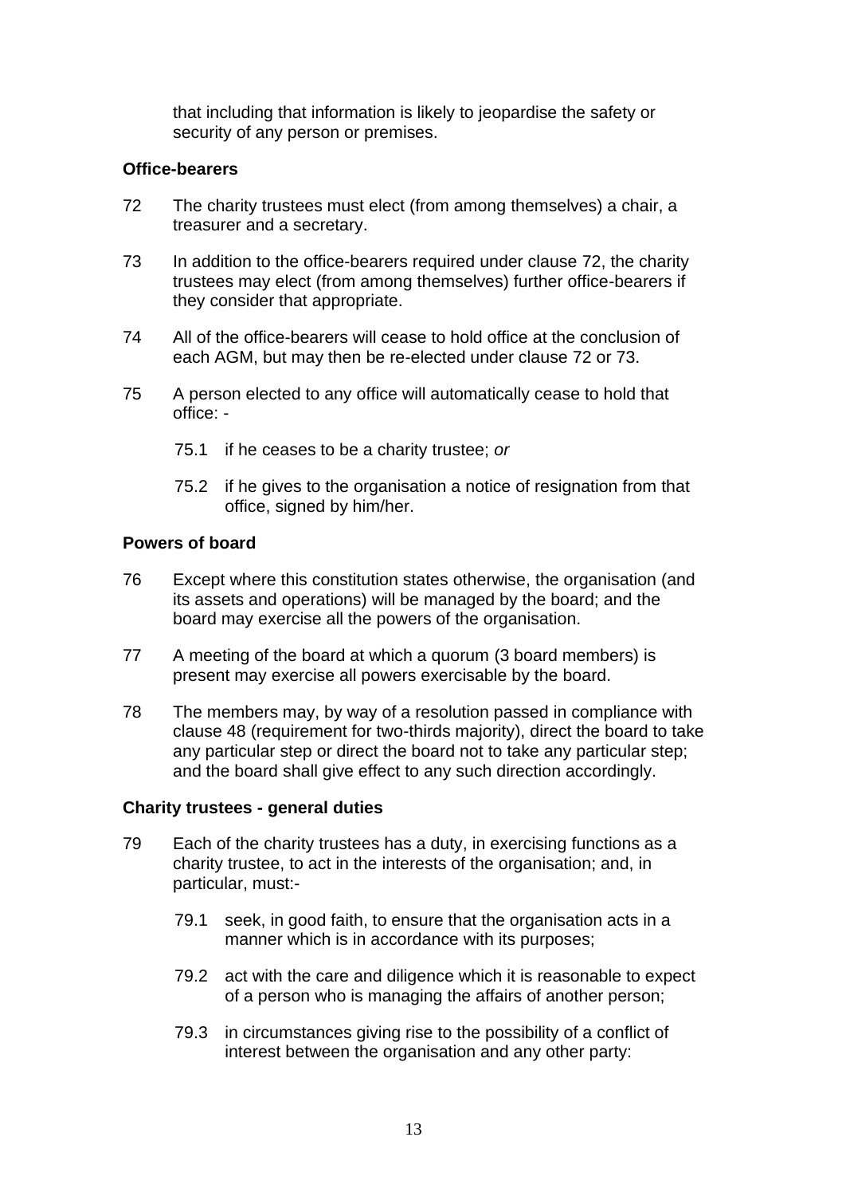that including that information is likely to jeopardise the safety or security of any person or premises.

**Office-bearers**

72 The charity trustees must elect (from among themselves) a chair, a treasurer and a secretary.

73 In addition to the office-bearers required under clause 72, the charity trustees may elect (from among themselves) further office-bearers if they consider that appropriate.

74 All of the office-bearers will cease to hold office at the conclusion of each AGM, but may then be re-elected under clause 72 or 73.

75 A person elected to any office will automatically cease to hold that office: -

- 75.1 if he ceases to be a charity trustee; *or*
- 75.2 if he gives to the organisation a notice of resignation from that office, signed by him/her.

**Powers of board**

76 Except where this constitution states otherwise, the organisation (and its assets and operations) will be managed by the board; and the board may exercise all the powers of the organisation.

77 A meeting of the board at which a quorum (3 board members) is present may exercise all powers exercisable by the board.

78 The members may, by way of a resolution passed in compliance with clause 48 (requirement for two-thirds majority), direct the board to take any particular step or direct the board not to take any particular step; and the board shall give effect to any such direction accordingly.

**Charity trustees - general duties**

79 Each of the charity trustees has a duty, in exercising functions as a charity trustee, to act in the interests of the organisation; and, in particular, must:-

- 79.1 seek, in good faith, to ensure that the organisation acts in a manner which is in accordance with its purposes;
- 79.2 act with the care and diligence which it is reasonable to expect of a person who is managing the affairs of another person;
- 79.3 in circumstances giving rise to the possibility of a conflict of interest between the organisation and any other party: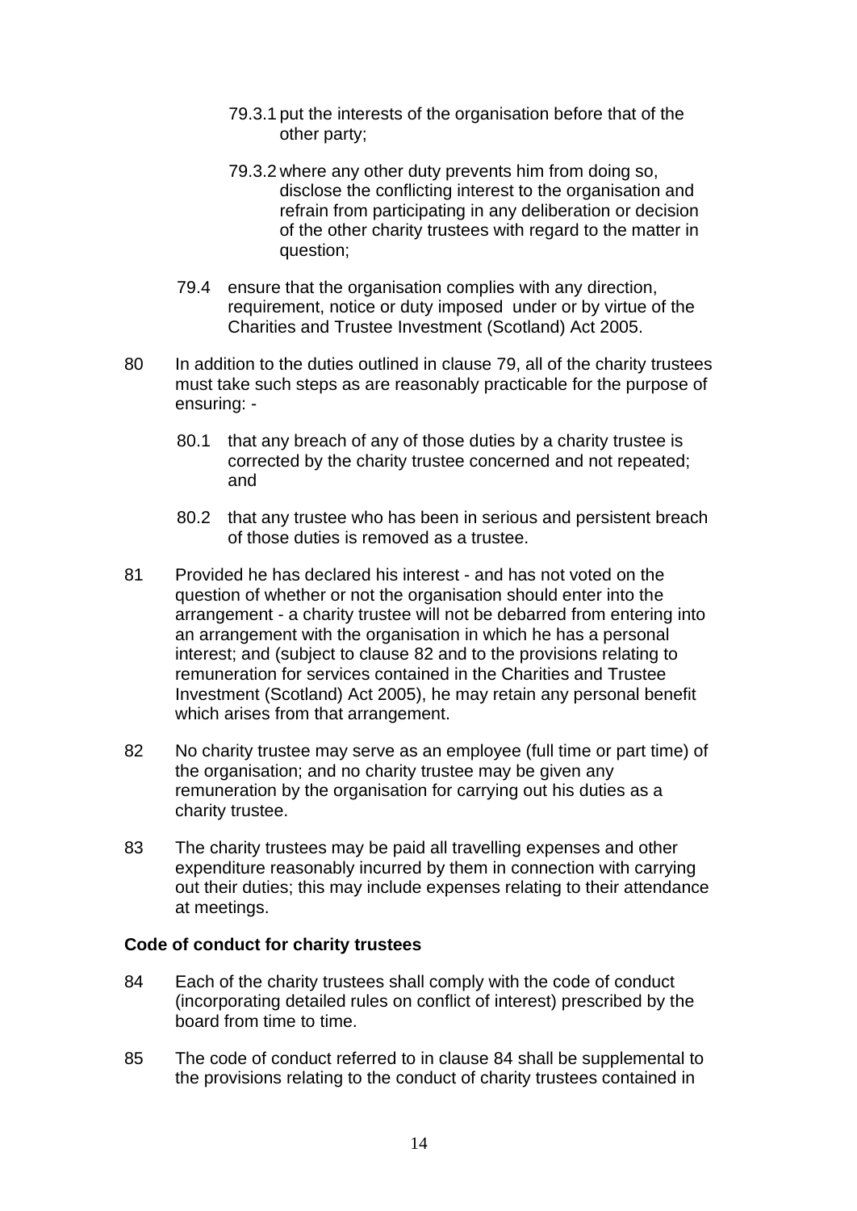79.3.1 put the interests of the organisation before that of the other party;

79.3.2 where any other duty prevents him from doing so, disclose the conflicting interest to the organisation and refrain from participating in any deliberation or decision of the other charity trustees with regard to the matter in question;

79.4 ensure that the organisation complies with any direction, requirement, notice or duty imposed under or by virtue of the Charities and Trustee Investment (Scotland) Act 2005.

80 In addition to the duties outlined in clause 79, all of the charity trustees must take such steps as are reasonably practicable for the purpose of ensuring: -

80.1 that any breach of any of those duties by a charity trustee is corrected by the charity trustee concerned and not repeated; and

80.2 that any trustee who has been in serious and persistent breach of those duties is removed as a trustee.

81 Provided he has declared his interest - and has not voted on the question of whether or not the organisation should enter into the arrangement - a charity trustee will not be debarred from entering into an arrangement with the organisation in which he has a personal interest; and (subject to clause 82 and to the provisions relating to remuneration for services contained in the Charities and Trustee Investment (Scotland) Act 2005), he may retain any personal benefit which arises from that arrangement.

82 No charity trustee may serve as an employee (full time or part time) of the organisation; and no charity trustee may be given any remuneration by the organisation for carrying out his duties as a charity trustee.

83 The charity trustees may be paid all travelling expenses and other expenditure reasonably incurred by them in connection with carrying out their duties; this may include expenses relating to their attendance at meetings.

**Code of conduct for charity trustees**

84 Each of the charity trustees shall comply with the code of conduct (incorporating detailed rules on conflict of interest) prescribed by the board from time to time.

85 The code of conduct referred to in clause 84 shall be supplemental to the provisions relating to the conduct of charity trustees contained in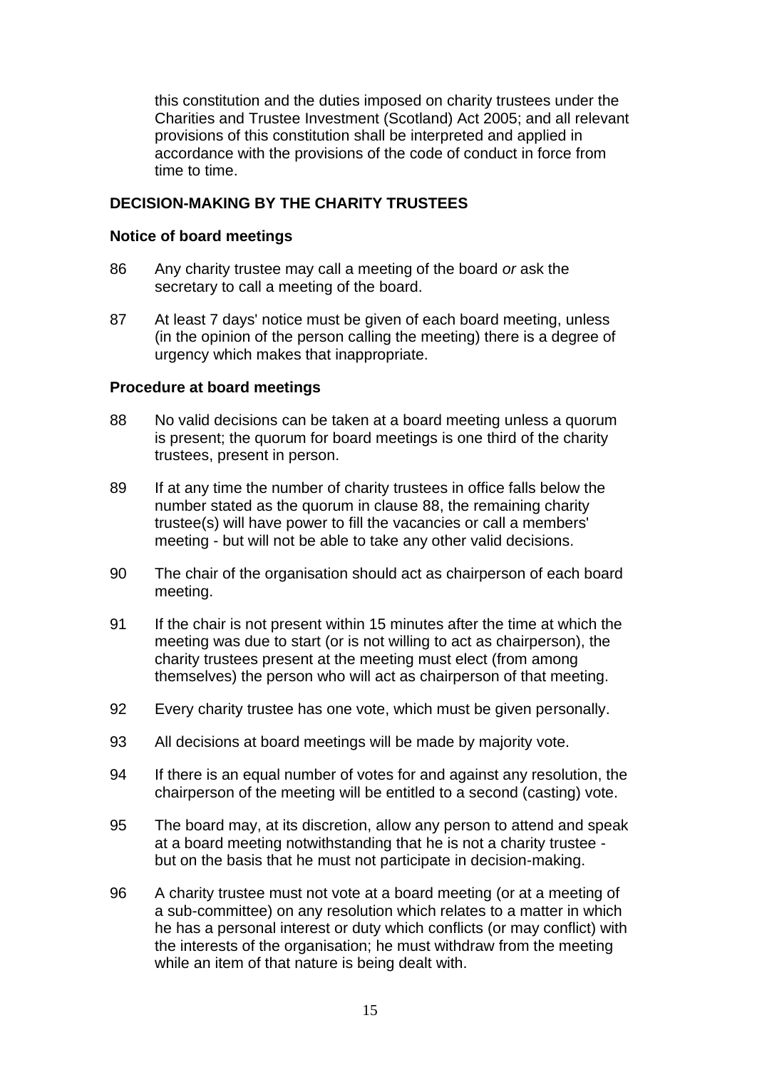this constitution and the duties imposed on charity trustees under the Charities and Trustee Investment (Scotland) Act 2005; and all relevant provisions of this constitution shall be interpreted and applied in accordance with the provisions of the code of conduct in force from time to time.

## DECISION-MAKING BY THE CHARITY TRUSTEES

### Notice of board meetings

86 Any charity trustee may call a meeting of the board *or* ask the secretary to call a meeting of the board.

87 At least 7 days' notice must be given of each board meeting, unless (in the opinion of the person calling the meeting) there is a degree of urgency which makes that inappropriate.

### Procedure at board meetings

88 No valid decisions can be taken at a board meeting unless a quorum is present; the quorum for board meetings is one third of the charity trustees, present in person.

89 If at any time the number of charity trustees in office falls below the number stated as the quorum in clause 88, the remaining charity trustee(s) will have power to fill the vacancies or call a members' meeting - but will not be able to take any other valid decisions.

90 The chair of the organisation should act as chairperson of each board meeting.

91 If the chair is not present within 15 minutes after the time at which the meeting was due to start (or is not willing to act as chairperson), the charity trustees present at the meeting must elect (from among themselves) the person who will act as chairperson of that meeting.

92 Every charity trustee has one vote, which must be given personally.

93 All decisions at board meetings will be made by majority vote.

94 If there is an equal number of votes for and against any resolution, the chairperson of the meeting will be entitled to a second (casting) vote.

95 The board may, at its discretion, allow any person to attend and speak at a board meeting notwithstanding that he is not a charity trustee - but on the basis that he must not participate in decision-making.

96 A charity trustee must not vote at a board meeting (or at a meeting of a sub-committee) on any resolution which relates to a matter in which he has a personal interest or duty which conflicts (or may conflict) with the interests of the organisation; he must withdraw from the meeting while an item of that nature is being dealt with.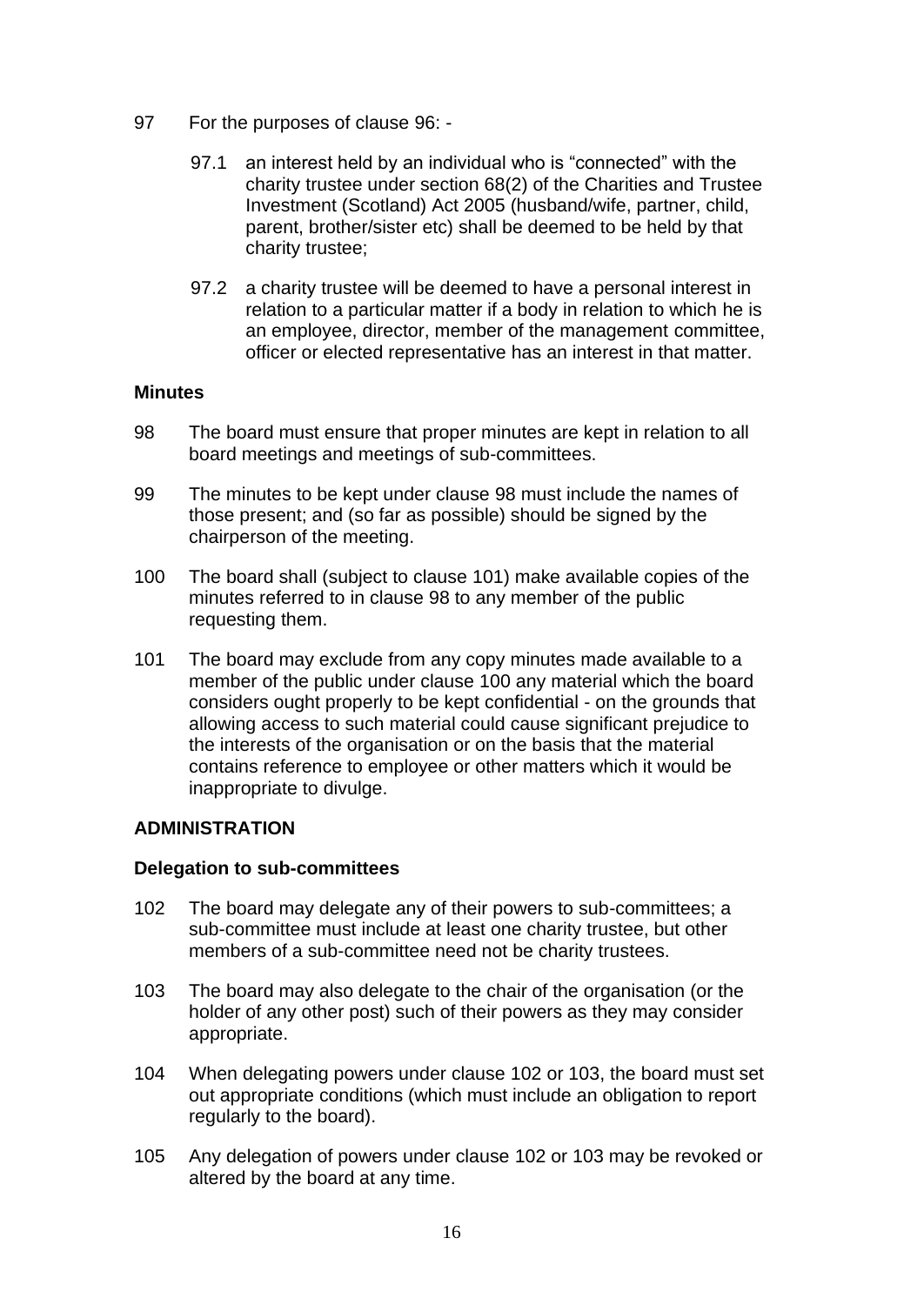97 For the purposes of clause 96: -

97.1 an interest held by an individual who is "connected" with the charity trustee under section 68(2) of the Charities and Trustee Investment (Scotland) Act 2005 (husband/wife, partner, child, parent, brother/sister etc) shall be deemed to be held by that charity trustee;

97.2 a charity trustee will be deemed to have a personal interest in relation to a particular matter if a body in relation to which he is an employee, director, member of the management committee, officer or elected representative has an interest in that matter.

**Minutes**

98 The board must ensure that proper minutes are kept in relation to all board meetings and meetings of sub-committees.

99 The minutes to be kept under clause 98 must include the names of those present; and (so far as possible) should be signed by the chairperson of the meeting.

100 The board shall (subject to clause 101) make available copies of the minutes referred to in clause 98 to any member of the public requesting them.

101 The board may exclude from any copy minutes made available to a member of the public under clause 100 any material which the board considers ought properly to be kept confidential - on the grounds that allowing access to such material could cause significant prejudice to the interests of the organisation or on the basis that the material contains reference to employee or other matters which it would be inappropriate to divulge.

## ADMINISTRATION

**Delegation to sub-committees**

102 The board may delegate any of their powers to sub-committees; a sub-committee must include at least one charity trustee, but other members of a sub-committee need not be charity trustees.

103 The board may also delegate to the chair of the organisation (or the holder of any other post) such of their powers as they may consider appropriate.

104 When delegating powers under clause 102 or 103, the board must set out appropriate conditions (which must include an obligation to report regularly to the board).

105 Any delegation of powers under clause 102 or 103 may be revoked or altered by the board at any time.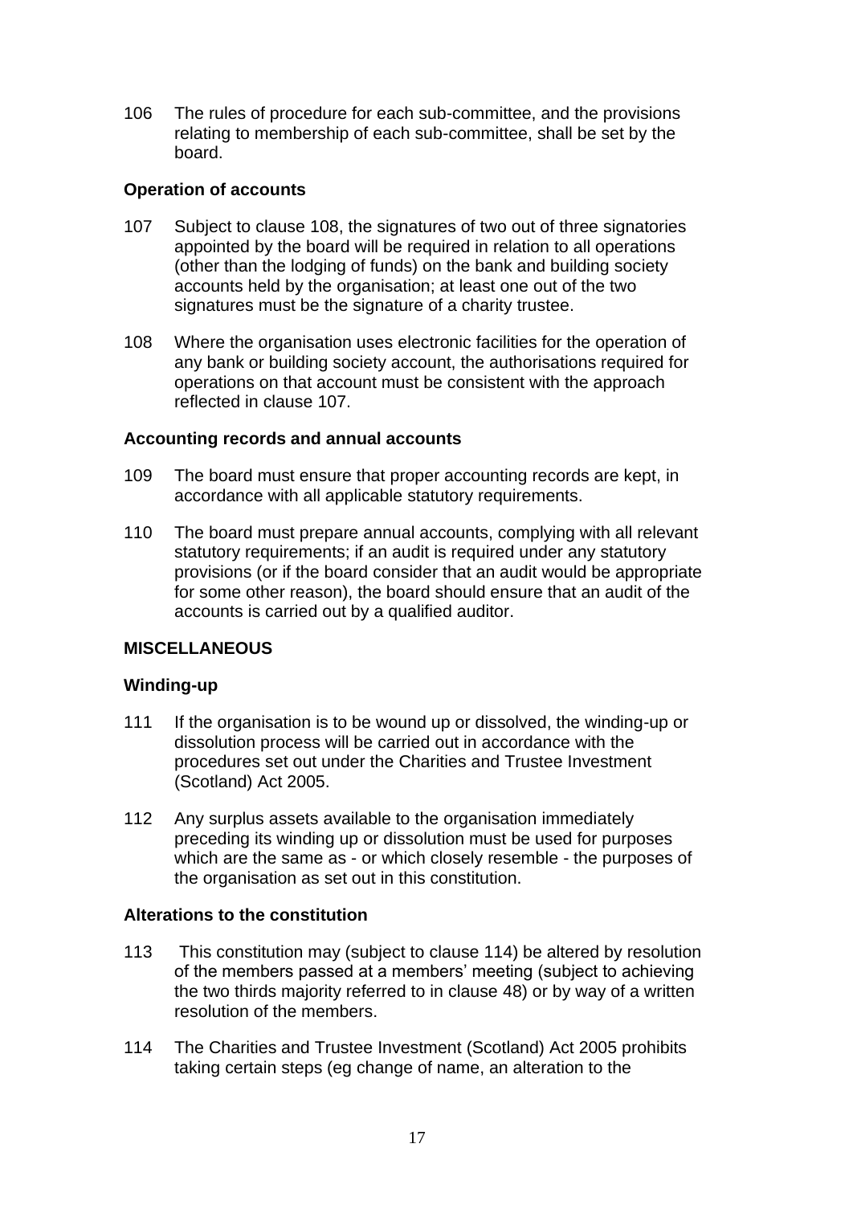106 The rules of procedure for each sub-committee, and the provisions relating to membership of each sub-committee, shall be set by the board.

**Operation of accounts**

107 Subject to clause 108, the signatures of two out of three signatories appointed by the board will be required in relation to all operations (other than the lodging of funds) on the bank and building society accounts held by the organisation; at least one out of the two signatures must be the signature of a charity trustee.

108 Where the organisation uses electronic facilities for the operation of any bank or building society account, the authorisations required for operations on that account must be consistent with the approach reflected in clause 107.

**Accounting records and annual accounts**

109 The board must ensure that proper accounting records are kept, in accordance with all applicable statutory requirements.

110 The board must prepare annual accounts, complying with all relevant statutory requirements; if an audit is required under any statutory provisions (or if the board consider that an audit would be appropriate for some other reason), the board should ensure that an audit of the accounts is carried out by a qualified auditor.

**MISCELLANEOUS**

**Winding-up**

111 If the organisation is to be wound up or dissolved, the winding-up or dissolution process will be carried out in accordance with the procedures set out under the Charities and Trustee Investment (Scotland) Act 2005.

112 Any surplus assets available to the organisation immediately preceding its winding up or dissolution must be used for purposes which are the same as - or which closely resemble - the purposes of the organisation as set out in this constitution.

**Alterations to the constitution**

113 This constitution may (subject to clause 114) be altered by resolution of the members passed at a members' meeting (subject to achieving the two thirds majority referred to in clause 48) or by way of a written resolution of the members.

114 The Charities and Trustee Investment (Scotland) Act 2005 prohibits taking certain steps (eg change of name, an alteration to the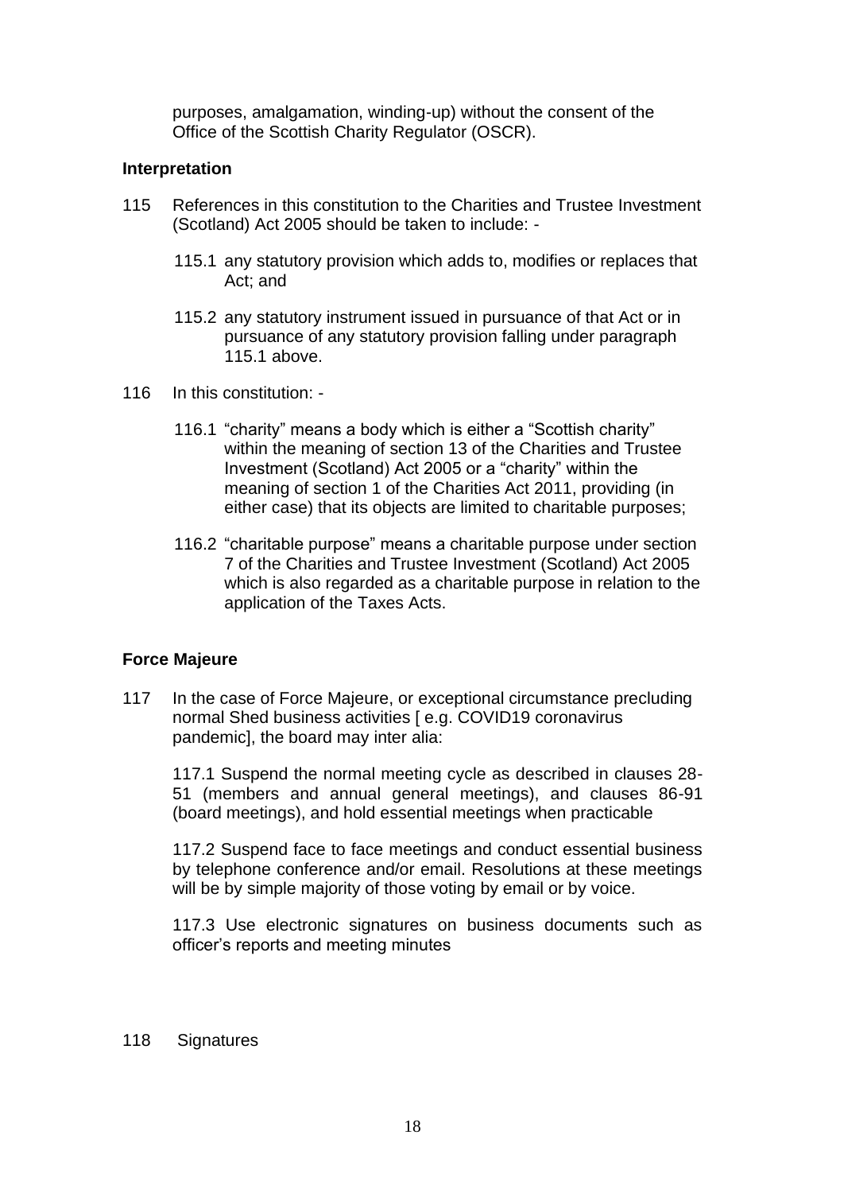purposes, amalgamation, winding-up) without the consent of the Office of the Scottish Charity Regulator (OSCR).

**Interpretation**

115 References in this constitution to the Charities and Trustee Investment (Scotland) Act 2005 should be taken to include: -

115.1 any statutory provision which adds to, modifies or replaces that Act; and

115.2 any statutory instrument issued in pursuance of that Act or in pursuance of any statutory provision falling under paragraph 115.1 above.

116 In this constitution: -

116.1 "charity" means a body which is either a "Scottish charity" within the meaning of section 13 of the Charities and Trustee Investment (Scotland) Act 2005 or a "charity" within the meaning of section 1 of the Charities Act 2011, providing (in either case) that its objects are limited to charitable purposes;

116.2 "charitable purpose" means a charitable purpose under section 7 of the Charities and Trustee Investment (Scotland) Act 2005 which is also regarded as a charitable purpose in relation to the application of the Taxes Acts.

**Force Majeure**

117 In the case of Force Majeure, or exceptional circumstance precluding normal Shed business activities [ e.g. COVID19 coronavirus pandemic], the board may inter alia:

117.1 Suspend the normal meeting cycle as described in clauses 28-51 (members and annual general meetings), and clauses 86-91 (board meetings), and hold essential meetings when practicable

117.2 Suspend face to face meetings and conduct essential business by telephone conference and/or email. Resolutions at these meetings will be by simple majority of those voting by email or by voice.

117.3 Use electronic signatures on business documents such as officer's reports and meeting minutes

118 Signatures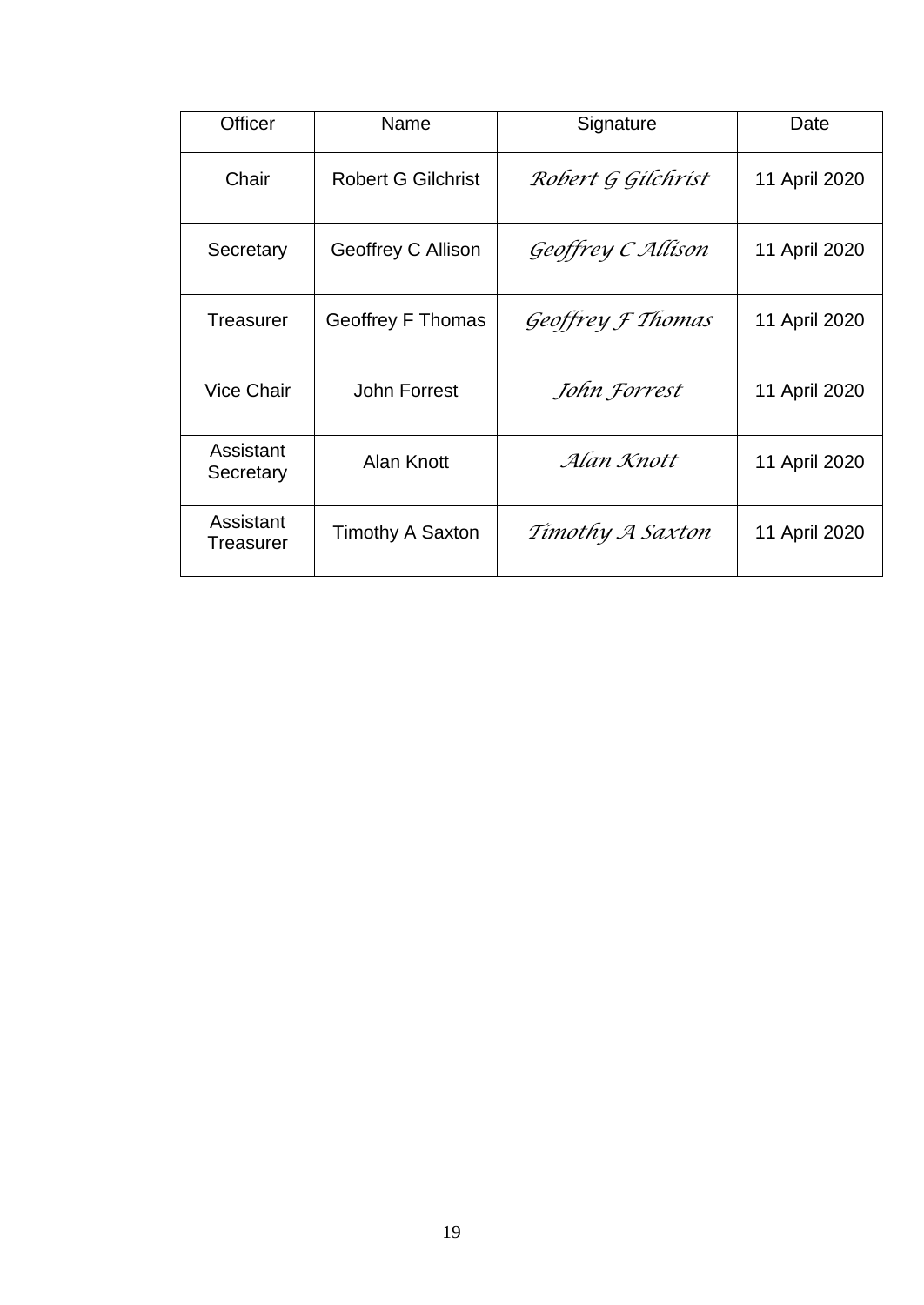| Officer | Name | Signature | Date |
|---|---|---|---|
| Chair | Robert G Gilchrist | *Robert G Gilchrist* | 11 April 2020 |
| Secretary | Geoffrey C Allison | *Geoffrey C Allison* | 11 April 2020 |
| Treasurer | Geoffrey F Thomas | *Geoffrey F Thomas* | 11 April 2020 |
| Vice Chair | John Forrest | *John Forrest* | 11 April 2020 |
| Assistant Secretary | Alan Knott | *Alan Knott* | 11 April 2020 |
| Assistant Treasurer | Timothy A Saxton | *Timothy A Saxton* | 11 April 2020 |